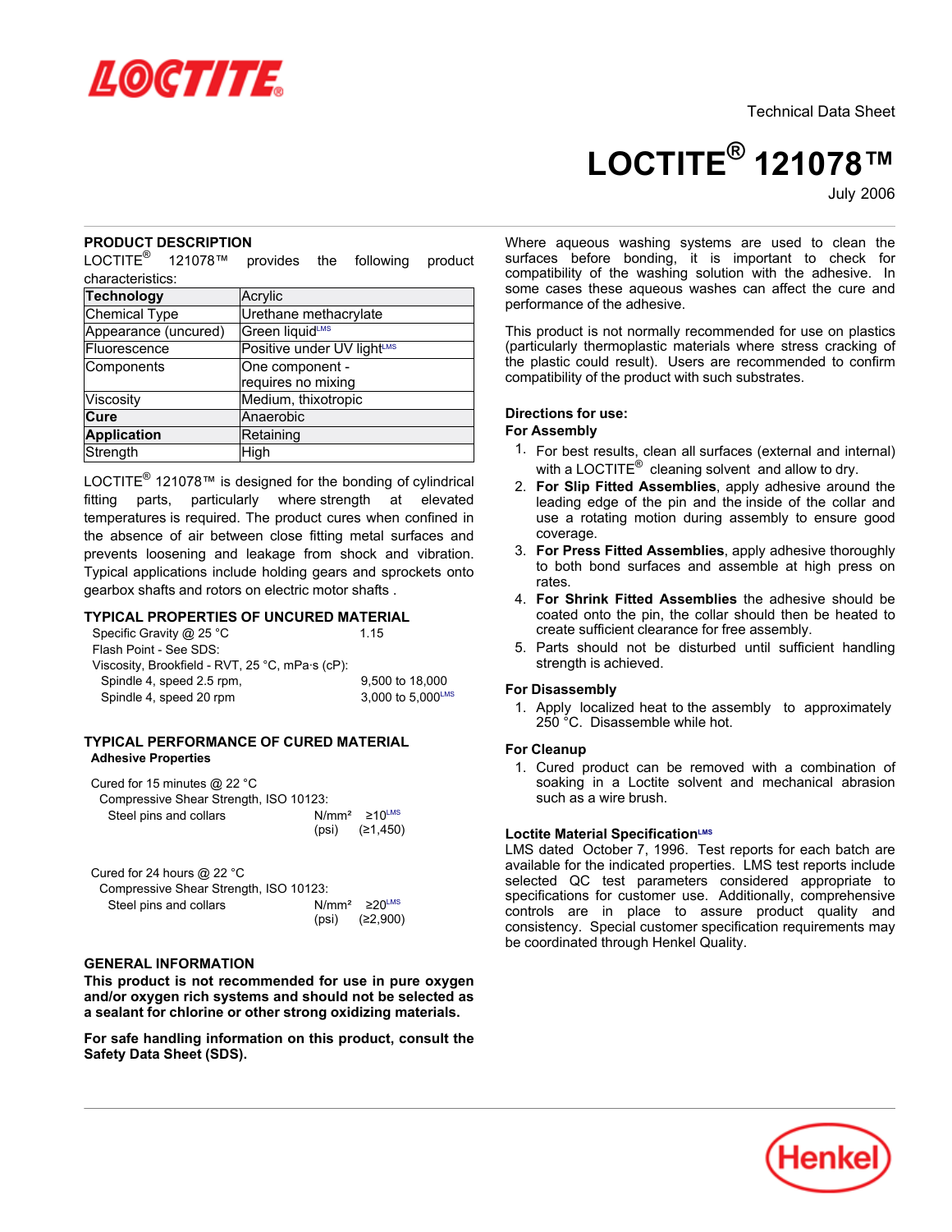Technical Data Sheet

# LOCTITE® 121078™

July 2006

## PRODUCT DESCRIPTION

LOCTITE® 121078™ provides the following product characteristics:

| Technology | Acrylic |
|---|---|
| Chemical Type | Urethane methacrylate |
| Appearance (uncured) | Green liquid[LMS] |
| Fluorescence | Positive under UV light[LMS] |
| Components | One component - requires no mixing |
| Viscosity | Medium, thixotropic |
| Cure | Anaerobic |
| Application | Retaining |
| Strength | High |

LOCTITE® 121078™ is designed for the bonding of cylindrical fitting parts, particularly where strength at elevated temperatures is required. The product cures when confined in the absence of air between close fitting metal surfaces and prevents loosening and leakage from shock and vibration. Typical applications include holding gears and sprockets onto gearbox shafts and rotors on electric motor shafts .

## TYPICAL PROPERTIES OF UNCURED MATERIAL

Specific Gravity @ 25 °C — 1.15

Flash Point - See SDS:

Viscosity, Brookfield - RVT, 25 °C, mPa·s (cP):

- Spindle 4, speed 2.5 rpm, — 9,500 to 18,000
- Spindle 4, speed 20 rpm — 3,000 to 5,000[LMS]

## TYPICAL PERFORMANCE OF CURED MATERIAL

### Adhesive Properties

Cured for 15 minutes @ 22 °C

Compressive Shear Strength, ISO 10123:

Steel pins and collars — N/mm² ≥10[LMS] (psi) (≥1,450)

Cured for 24 hours @ 22 °C

Compressive Shear Strength, ISO 10123:

Steel pins and collars — N/mm² ≥20[LMS] (psi) (≥2,900)

## GENERAL INFORMATION

**This product is not recommended for use in pure oxygen and/or oxygen rich systems and should not be selected as a sealant for chlorine or other strong oxidizing materials.**

**For safe handling information on this product, consult the Safety Data Sheet (SDS).**

Where aqueous washing systems are used to clean the surfaces before bonding, it is important to check for compatibility of the washing solution with the adhesive. In some cases these aqueous washes can affect the cure and performance of the adhesive.

This product is not normally recommended for use on plastics (particularly thermoplastic materials where stress cracking of the plastic could result). Users are recommended to confirm compatibility of the product with such substrates.

### Directions for use:

**For Assembly**

1. For best results, clean all surfaces (external and internal) with a LOCTITE® cleaning solvent and allow to dry.
2. **For Slip Fitted Assemblies**, apply adhesive around the leading edge of the pin and the inside of the collar and use a rotating motion during assembly to ensure good coverage.
3. **For Press Fitted Assemblies**, apply adhesive thoroughly to both bond surfaces and assemble at high press on rates.
4. **For Shrink Fitted Assemblies** the adhesive should be coated onto the pin, the collar should then be heated to create sufficient clearance for free assembly.
5. Parts should not be disturbed until sufficient handling strength is achieved.

**For Disassembly**

1. Apply localized heat to the assembly to approximately 250 °C. Disassemble while hot.

**For Cleanup**

1. Cured product can be removed with a combination of soaking in a Loctite solvent and mechanical abrasion such as a wire brush.

### Loctite Material Specification[LMS]

LMS dated October 7, 1996. Test reports for each batch are available for the indicated properties. LMS test reports include selected QC test parameters considered appropriate to specifications for customer use. Additionally, comprehensive controls are in place to assure product quality and consistency. Special customer specification requirements may be coordinated through Henkel Quality.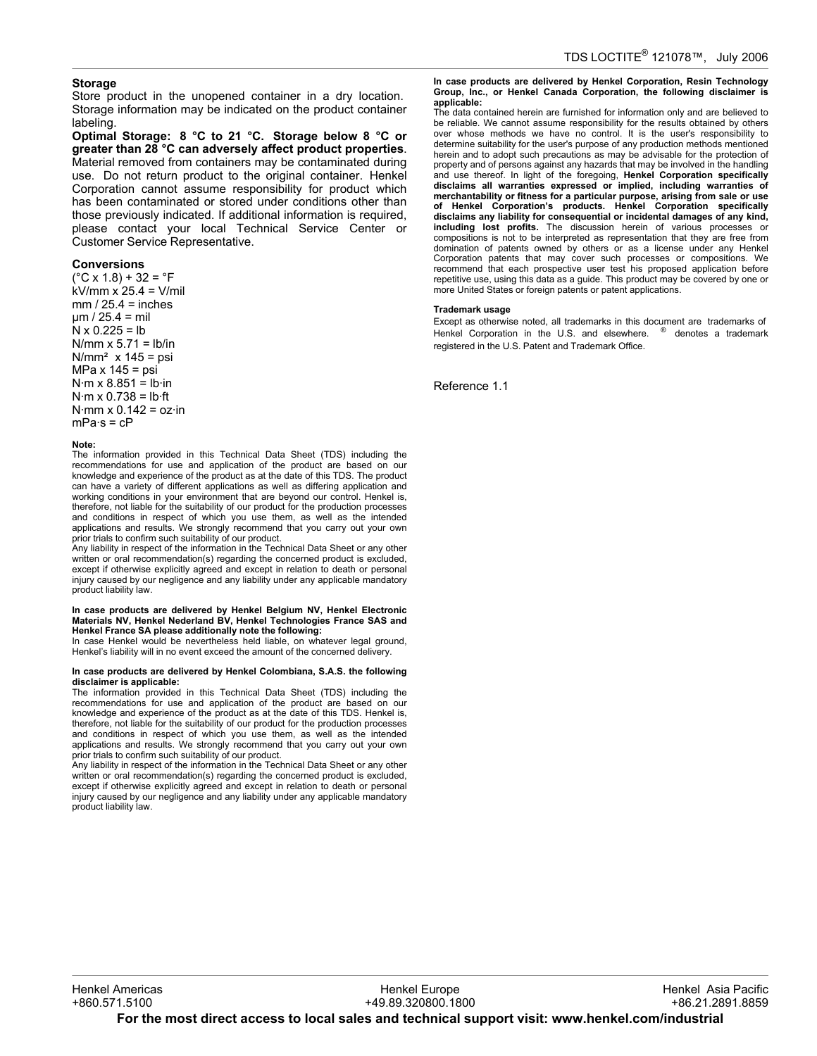## Storage

Store product in the unopened container in a dry location. Storage information may be indicated on the product container labeling.

**Optimal Storage: 8 °C to 21 °C. Storage below 8 °C or greater than 28 °C can adversely affect product properties**. Material removed from containers may be contaminated during use. Do not return product to the original container. Henkel Corporation cannot assume responsibility for product which has been contaminated or stored under conditions other than those previously indicated. If additional information is required, please contact your local Technical Service Center or Customer Service Representative.

## Conversions

(°C x 1.8) + 32 = °F
kV/mm x 25.4 = V/mil
mm / 25.4 = inches
µm / 25.4 = mil
N x 0.225 = lb
N/mm x 5.71 = lb/in
N/mm² x 145 = psi
MPa x 145 = psi
N·m x 8.851 = lb·in
N·m x 0.738 = lb·ft
N·mm x 0.142 = oz·in
mPa·s = cP

**Note:**

The information provided in this Technical Data Sheet (TDS) including the recommendations for use and application of the product are based on our knowledge and experience of the product as at the date of this TDS. The product can have a variety of different applications as well as differing application and working conditions in your environment that are beyond our control. Henkel is, therefore, not liable for the suitability of our product for the production processes and conditions in respect of which you use them, as well as the intended applications and results. We strongly recommend that you carry out your own prior trials to confirm such suitability of our product.

Any liability in respect of the information in the Technical Data Sheet or any other written or oral recommendation(s) regarding the concerned product is excluded, except if otherwise explicitly agreed and except in relation to death or personal injury caused by our negligence and any liability under any applicable mandatory product liability law.

**In case products are delivered by Henkel Belgium NV, Henkel Electronic Materials NV, Henkel Nederland BV, Henkel Technologies France SAS and Henkel France SA please additionally note the following:**

In case Henkel would be nevertheless held liable, on whatever legal ground, Henkel's liability will in no event exceed the amount of the concerned delivery.

**In case products are delivered by Henkel Colombiana, S.A.S. the following disclaimer is applicable:**

The information provided in this Technical Data Sheet (TDS) including the recommendations for use and application of the product are based on our knowledge and experience of the product as at the date of this TDS. Henkel is, therefore, not liable for the suitability of our product for the production processes and conditions in respect of which you use them, as well as the intended applications and results. We strongly recommend that you carry out your own prior trials to confirm such suitability of our product.

Any liability in respect of the information in the Technical Data Sheet or any other written or oral recommendation(s) regarding the concerned product is excluded, except if otherwise explicitly agreed and except in relation to death or personal injury caused by our negligence and any liability under any applicable mandatory product liability law.

**In case products are delivered by Henkel Corporation, Resin Technology Group, Inc., or Henkel Canada Corporation, the following disclaimer is applicable:**

The data contained herein are furnished for information only and are believed to be reliable. We cannot assume responsibility for the results obtained by others over whose methods we have no control. It is the user's responsibility to determine suitability for the user's purpose of any production methods mentioned herein and to adopt such precautions as may be advisable for the protection of property and of persons against any hazards that may be involved in the handling and use thereof. In light of the foregoing, **Henkel Corporation specifically disclaims all warranties expressed or implied, including warranties of merchantability or fitness for a particular purpose, arising from sale or use of Henkel Corporation's products. Henkel Corporation specifically disclaims any liability for consequential or incidental damages of any kind, including lost profits.** The discussion herein of various processes or compositions is not to be interpreted as representation that they are free from domination of patents owned by others or as a license under any Henkel Corporation patents that may cover such processes or compositions. We recommend that each prospective user test his proposed application before repetitive use, using this data as a guide. This product may be covered by one or more United States or foreign patents or patent applications.

**Trademark usage**

Except as otherwise noted, all trademarks in this document are trademarks of Henkel Corporation in the U.S. and elsewhere. ® denotes a trademark registered in the U.S. Patent and Trademark Office.

Reference 1.1